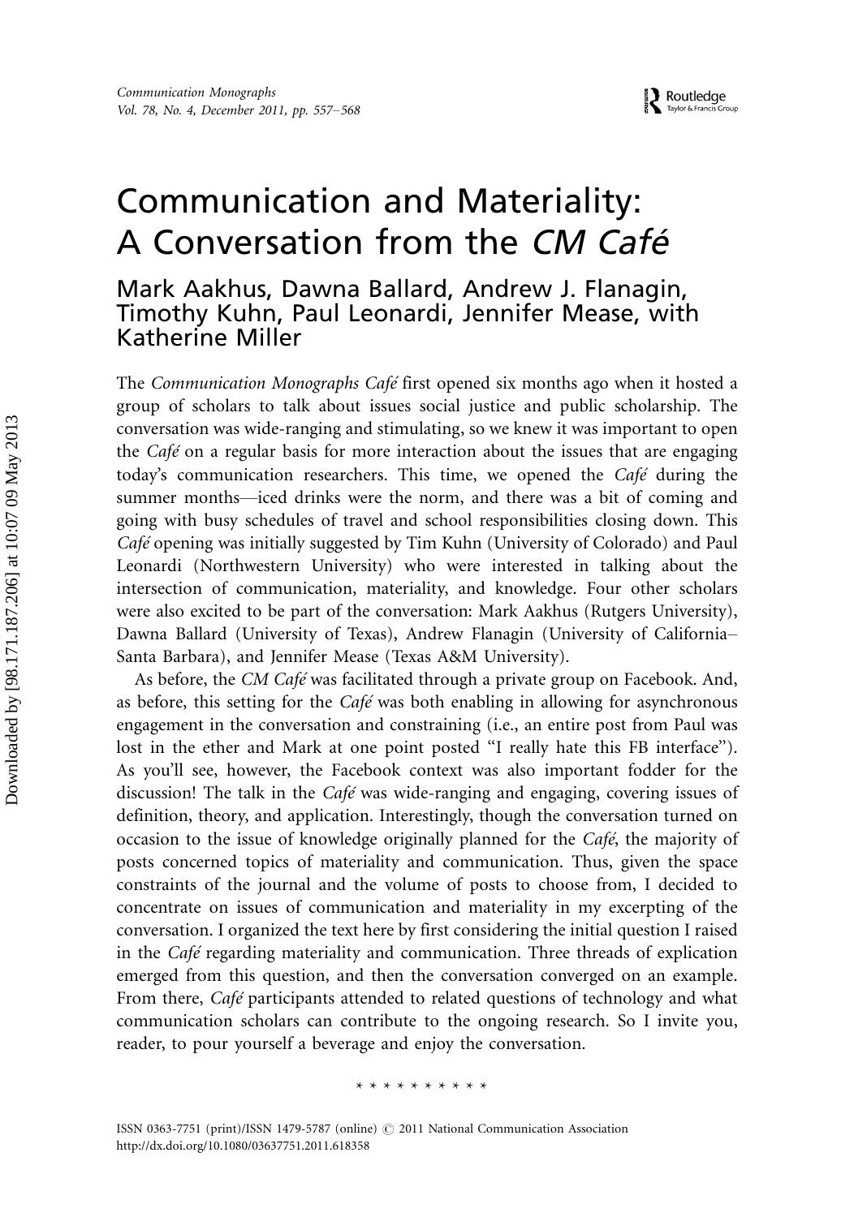# Communication and Materiality: A Conversation from the *CM Café*

## Mark Aakhus, Dawna Ballard, Andrew J. Flanagin, Timothy Kuhn, Paul Leonardi, Jennifer Mease, with Katherine Miller

The *Communication Monographs Café* first opened six months ago when it hosted a group of scholars to talk about issues social justice and public scholarship. The conversation was wide-ranging and stimulating, so we knew it was important to open the *Café* on a regular basis for more interaction about the issues that are engaging today's communication researchers. This time, we opened the *Café* during the summer months—iced drinks were the norm, and there was a bit of coming and going with busy schedules of travel and school responsibilities closing down. This *Café* opening was initially suggested by Tim Kuhn (University of Colorado) and Paul Leonardi (Northwestern University) who were interested in talking about the intersection of communication, materiality, and knowledge. Four other scholars were also excited to be part of the conversation: Mark Aakhus (Rutgers University), Dawna Ballard (University of Texas), Andrew Flanagin (University of California–Santa Barbara), and Jennifer Mease (Texas A&M University).

As before, the *CM Café* was facilitated through a private group on Facebook. And, as before, this setting for the *Café* was both enabling in allowing for asynchronous engagement in the conversation and constraining (i.e., an entire post from Paul was lost in the ether and Mark at one point posted "I really hate this FB interface"). As you'll see, however, the Facebook context was also important fodder for the discussion! The talk in the *Café* was wide-ranging and engaging, covering issues of definition, theory, and application. Interestingly, though the conversation turned on occasion to the issue of knowledge originally planned for the *Café*, the majority of posts concerned topics of materiality and communication. Thus, given the space constraints of the journal and the volume of posts to choose from, I decided to concentrate on issues of communication and materiality in my excerpting of the conversation. I organized the text here by first considering the initial question I raised in the *Café* regarding materiality and communication. Three threads of explication emerged from this question, and then the conversation converged on an example. From there, *Café* participants attended to related questions of technology and what communication scholars can contribute to the ongoing research. So I invite you, reader, to pour yourself a beverage and enjoy the conversation.

* * * * * * * * * *

ISSN 0363-7751 (print)/ISSN 1479-5787 (online) © 2011 National Communication Association
http://dx.doi.org/10.1080/03637751.2011.618358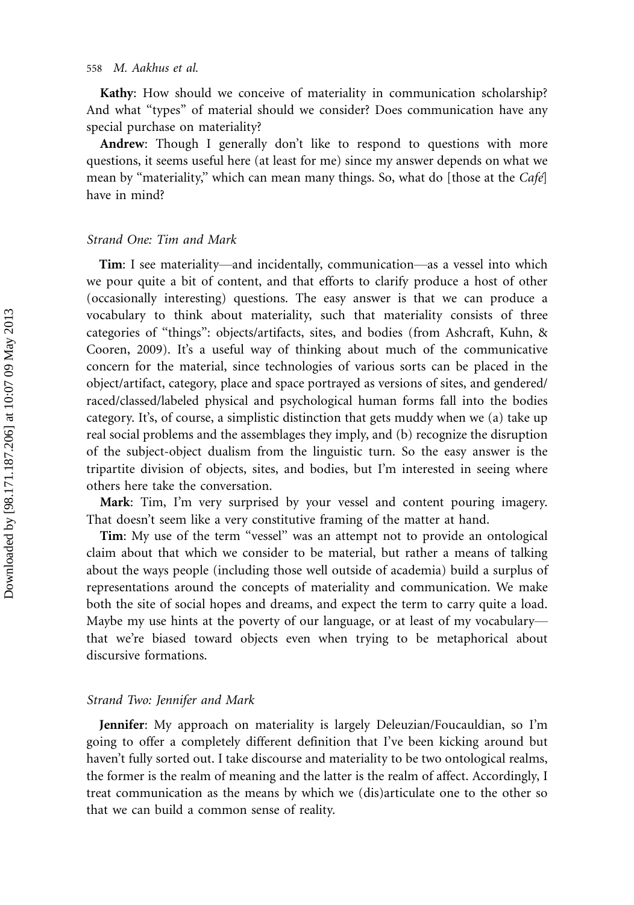**Kathy**: How should we conceive of materiality in communication scholarship? And what "types" of material should we consider? Does communication have any special purchase on materiality?

**Andrew**: Though I generally don't like to respond to questions with more questions, it seems useful here (at least for me) since my answer depends on what we mean by "materiality," which can mean many things. So, what do [those at the *Café*] have in mind?

### *Strand One: Tim and Mark*

**Tim**: I see materiality—and incidentally, communication—as a vessel into which we pour quite a bit of content, and that efforts to clarify produce a host of other (occasionally interesting) questions. The easy answer is that we can produce a vocabulary to think about materiality, such that materiality consists of three categories of "things": objects/artifacts, sites, and bodies (from Ashcraft, Kuhn, & Cooren, 2009). It's a useful way of thinking about much of the communicative concern for the material, since technologies of various sorts can be placed in the object/artifact, category, place and space portrayed as versions of sites, and gendered/raced/classed/labeled physical and psychological human forms fall into the bodies category. It's, of course, a simplistic distinction that gets muddy when we (a) take up real social problems and the assemblages they imply, and (b) recognize the disruption of the subject-object dualism from the linguistic turn. So the easy answer is the tripartite division of objects, sites, and bodies, but I'm interested in seeing where others here take the conversation.

**Mark**: Tim, I'm very surprised by your vessel and content pouring imagery. That doesn't seem like a very constitutive framing of the matter at hand.

**Tim**: My use of the term "vessel" was an attempt not to provide an ontological claim about that which we consider to be material, but rather a means of talking about the ways people (including those well outside of academia) build a surplus of representations around the concepts of materiality and communication. We make both the site of social hopes and dreams, and expect the term to carry quite a load. Maybe my use hints at the poverty of our language, or at least of my vocabulary—that we're biased toward objects even when trying to be metaphorical about discursive formations.

### *Strand Two: Jennifer and Mark*

**Jennifer**: My approach on materiality is largely Deleuzian/Foucauldian, so I'm going to offer a completely different definition that I've been kicking around but haven't fully sorted out. I take discourse and materiality to be two ontological realms, the former is the realm of meaning and the latter is the realm of affect. Accordingly, I treat communication as the means by which we (dis)articulate one to the other so that we can build a common sense of reality.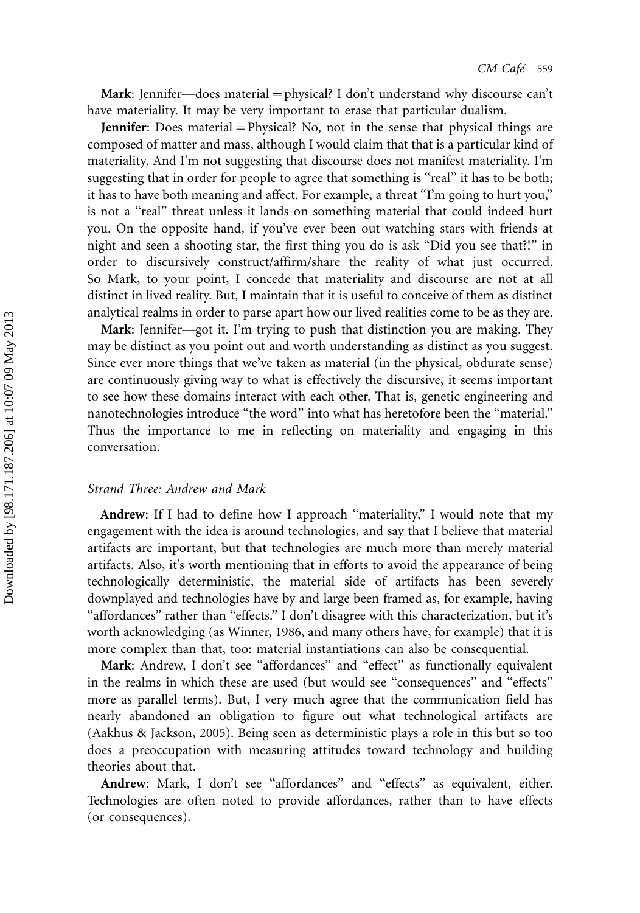**Mark**: Jennifer—does material = physical? I don't understand why discourse can't have materiality. It may be very important to erase that particular dualism.

**Jennifer**: Does material = Physical? No, not in the sense that physical things are composed of matter and mass, although I would claim that that is a particular kind of materiality. And I'm not suggesting that discourse does not manifest materiality. I'm suggesting that in order for people to agree that something is "real" it has to be both; it has to have both meaning and affect. For example, a threat "I'm going to hurt you," is not a "real" threat unless it lands on something material that could indeed hurt you. On the opposite hand, if you've ever been out watching stars with friends at night and seen a shooting star, the first thing you do is ask "Did you see that?!" in order to discursively construct/affirm/share the reality of what just occurred. So Mark, to your point, I concede that materiality and discourse are not at all distinct in lived reality. But, I maintain that it is useful to conceive of them as distinct analytical realms in order to parse apart how our lived realities come to be as they are.

**Mark**: Jennifer—got it. I'm trying to push that distinction you are making. They may be distinct as you point out and worth understanding as distinct as you suggest. Since ever more things that we've taken as material (in the physical, obdurate sense) are continuously giving way to what is effectively the discursive, it seems important to see how these domains interact with each other. That is, genetic engineering and nanotechnologies introduce "the word" into what has heretofore been the "material." Thus the importance to me in reflecting on materiality and engaging in this conversation.

### *Strand Three: Andrew and Mark*

**Andrew**: If I had to define how I approach "materiality," I would note that my engagement with the idea is around technologies, and say that I believe that material artifacts are important, but that technologies are much more than merely material artifacts. Also, it's worth mentioning that in efforts to avoid the appearance of being technologically deterministic, the material side of artifacts has been severely downplayed and technologies have by and large been framed as, for example, having "affordances" rather than "effects." I don't disagree with this characterization, but it's worth acknowledging (as Winner, 1986, and many others have, for example) that it is more complex than that, too: material instantiations can also be consequential.

**Mark**: Andrew, I don't see "affordances" and "effect" as functionally equivalent in the realms in which these are used (but would see "consequences" and "effects" more as parallel terms). But, I very much agree that the communication field has nearly abandoned an obligation to figure out what technological artifacts are (Aakhus & Jackson, 2005). Being seen as deterministic plays a role in this but so too does a preoccupation with measuring attitudes toward technology and building theories about that.

**Andrew**: Mark, I don't see "affordances" and "effects" as equivalent, either. Technologies are often noted to provide affordances, rather than to have effects (or consequences).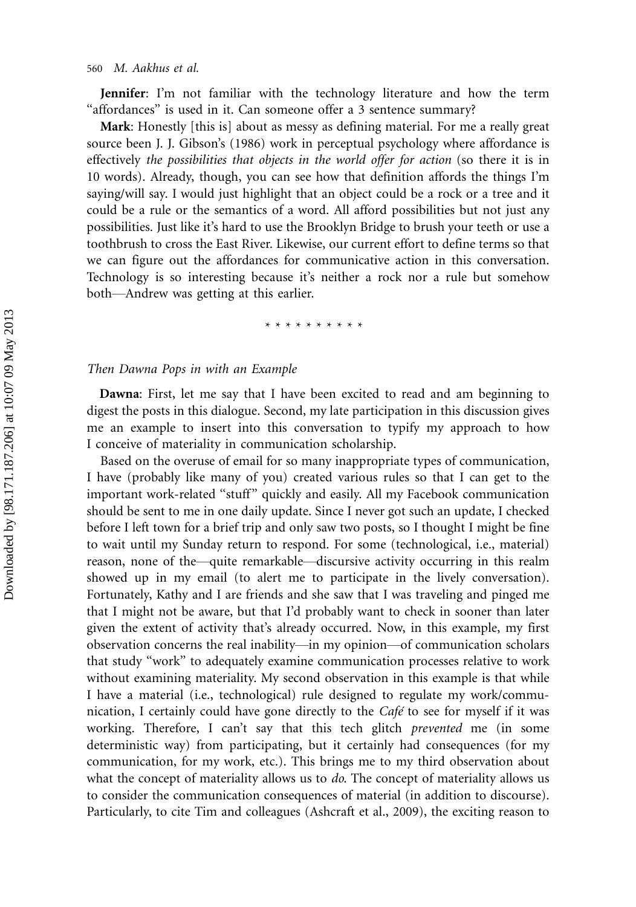**Jennifer**: I'm not familiar with the technology literature and how the term "affordances" is used in it. Can someone offer a 3 sentence summary?

**Mark**: Honestly [this is] about as messy as defining material. For me a really great source been J. J. Gibson's (1986) work in perceptual psychology where affordance is effectively *the possibilities that objects in the world offer for action* (so there it is in 10 words). Already, though, you can see how that definition affords the things I'm saying/will say. I would just highlight that an object could be a rock or a tree and it could be a rule or the semantics of a word. All afford possibilities but not just any possibilities. Just like it's hard to use the Brooklyn Bridge to brush your teeth or use a toothbrush to cross the East River. Likewise, our current effort to define terms so that we can figure out the affordances for communicative action in this conversation. Technology is so interesting because it's neither a rock nor a rule but somehow both—Andrew was getting at this earlier.

\* \* \* \* \* \* \* \* \* \*

*Then Dawna Pops in with an Example*

**Dawna**: First, let me say that I have been excited to read and am beginning to digest the posts in this dialogue. Second, my late participation in this discussion gives me an example to insert into this conversation to typify my approach to how I conceive of materiality in communication scholarship.

Based on the overuse of email for so many inappropriate types of communication, I have (probably like many of you) created various rules so that I can get to the important work-related "stuff" quickly and easily. All my Facebook communication should be sent to me in one daily update. Since I never got such an update, I checked before I left town for a brief trip and only saw two posts, so I thought I might be fine to wait until my Sunday return to respond. For some (technological, i.e., material) reason, none of the—quite remarkable—discursive activity occurring in this realm showed up in my email (to alert me to participate in the lively conversation). Fortunately, Kathy and I are friends and she saw that I was traveling and pinged me that I might not be aware, but that I'd probably want to check in sooner than later given the extent of activity that's already occurred. Now, in this example, my first observation concerns the real inability—in my opinion—of communication scholars that study "work" to adequately examine communication processes relative to work without examining materiality. My second observation in this example is that while I have a material (i.e., technological) rule designed to regulate my work/communication, I certainly could have gone directly to the *Café* to see for myself if it was working. Therefore, I can't say that this tech glitch *prevented* me (in some deterministic way) from participating, but it certainly had consequences (for my communication, for my work, etc.). This brings me to my third observation about what the concept of materiality allows us to *do*. The concept of materiality allows us to consider the communication consequences of material (in addition to discourse). Particularly, to cite Tim and colleagues (Ashcraft et al., 2009), the exciting reason to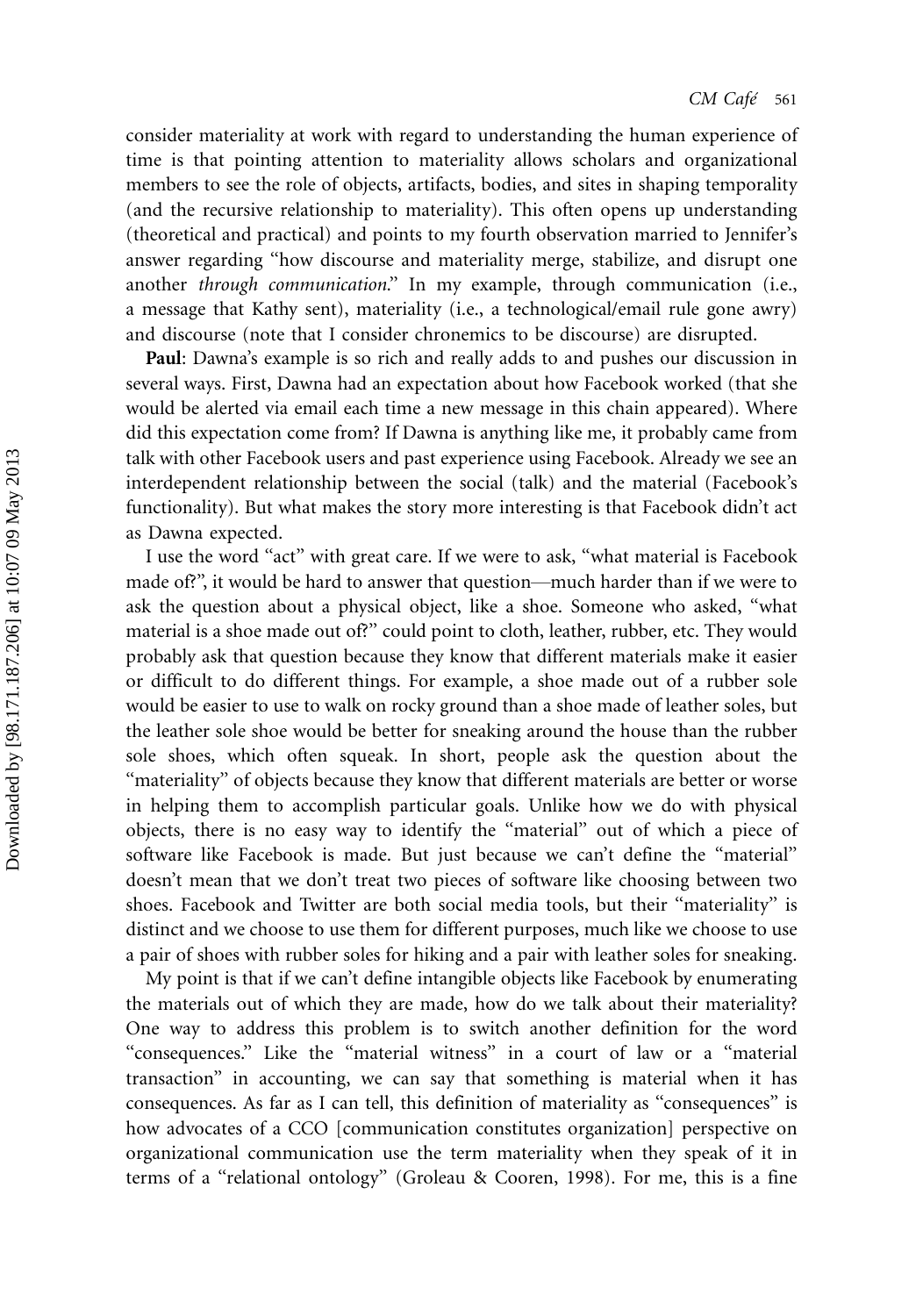consider materiality at work with regard to understanding the human experience of time is that pointing attention to materiality allows scholars and organizational members to see the role of objects, artifacts, bodies, and sites in shaping temporality (and the recursive relationship to materiality). This often opens up understanding (theoretical and practical) and points to my fourth observation married to Jennifer's answer regarding "how discourse and materiality merge, stabilize, and disrupt one another *through communication*." In my example, through communication (i.e., a message that Kathy sent), materiality (i.e., a technological/email rule gone awry) and discourse (note that I consider chronemics to be discourse) are disrupted.

**Paul**: Dawna's example is so rich and really adds to and pushes our discussion in several ways. First, Dawna had an expectation about how Facebook worked (that she would be alerted via email each time a new message in this chain appeared). Where did this expectation come from? If Dawna is anything like me, it probably came from talk with other Facebook users and past experience using Facebook. Already we see an interdependent relationship between the social (talk) and the material (Facebook's functionality). But what makes the story more interesting is that Facebook didn't act as Dawna expected.

I use the word "act" with great care. If we were to ask, "what material is Facebook made of?", it would be hard to answer that question—much harder than if we were to ask the question about a physical object, like a shoe. Someone who asked, "what material is a shoe made out of?" could point to cloth, leather, rubber, etc. They would probably ask that question because they know that different materials make it easier or difficult to do different things. For example, a shoe made out of a rubber sole would be easier to use to walk on rocky ground than a shoe made of leather soles, but the leather sole shoe would be better for sneaking around the house than the rubber sole shoes, which often squeak. In short, people ask the question about the "materiality" of objects because they know that different materials are better or worse in helping them to accomplish particular goals. Unlike how we do with physical objects, there is no easy way to identify the "material" out of which a piece of software like Facebook is made. But just because we can't define the "material" doesn't mean that we don't treat two pieces of software like choosing between two shoes. Facebook and Twitter are both social media tools, but their "materiality" is distinct and we choose to use them for different purposes, much like we choose to use a pair of shoes with rubber soles for hiking and a pair with leather soles for sneaking.

My point is that if we can't define intangible objects like Facebook by enumerating the materials out of which they are made, how do we talk about their materiality? One way to address this problem is to switch another definition for the word "consequences." Like the "material witness" in a court of law or a "material transaction" in accounting, we can say that something is material when it has consequences. As far as I can tell, this definition of materiality as "consequences" is how advocates of a CCO [communication constitutes organization] perspective on organizational communication use the term materiality when they speak of it in terms of a "relational ontology" (Groleau & Cooren, 1998). For me, this is a fine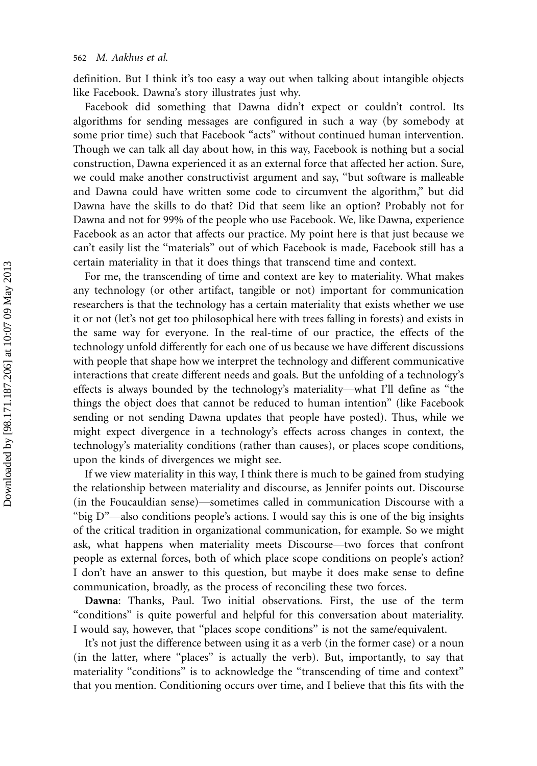definition. But I think it's too easy a way out when talking about intangible objects like Facebook. Dawna's story illustrates just why.

Facebook did something that Dawna didn't expect or couldn't control. Its algorithms for sending messages are configured in such a way (by somebody at some prior time) such that Facebook "acts" without continued human intervention. Though we can talk all day about how, in this way, Facebook is nothing but a social construction, Dawna experienced it as an external force that affected her action. Sure, we could make another constructivist argument and say, "but software is malleable and Dawna could have written some code to circumvent the algorithm," but did Dawna have the skills to do that? Did that seem like an option? Probably not for Dawna and not for 99% of the people who use Facebook. We, like Dawna, experience Facebook as an actor that affects our practice. My point here is that just because we can't easily list the "materials" out of which Facebook is made, Facebook still has a certain materiality in that it does things that transcend time and context.

For me, the transcending of time and context are key to materiality. What makes any technology (or other artifact, tangible or not) important for communication researchers is that the technology has a certain materiality that exists whether we use it or not (let's not get too philosophical here with trees falling in forests) and exists in the same way for everyone. In the real-time of our practice, the effects of the technology unfold differently for each one of us because we have different discussions with people that shape how we interpret the technology and different communicative interactions that create different needs and goals. But the unfolding of a technology's effects is always bounded by the technology's materiality—what I'll define as "the things the object does that cannot be reduced to human intention" (like Facebook sending or not sending Dawna updates that people have posted). Thus, while we might expect divergence in a technology's effects across changes in context, the technology's materiality conditions (rather than causes), or places scope conditions, upon the kinds of divergences we might see.

If we view materiality in this way, I think there is much to be gained from studying the relationship between materiality and discourse, as Jennifer points out. Discourse (in the Foucauldian sense)—sometimes called in communication Discourse with a "big D"—also conditions people's actions. I would say this is one of the big insights of the critical tradition in organizational communication, for example. So we might ask, what happens when materiality meets Discourse—two forces that confront people as external forces, both of which place scope conditions on people's action? I don't have an answer to this question, but maybe it does make sense to define communication, broadly, as the process of reconciling these two forces.

**Dawna**: Thanks, Paul. Two initial observations. First, the use of the term "conditions" is quite powerful and helpful for this conversation about materiality. I would say, however, that "places scope conditions" is not the same/equivalent.

It's not just the difference between using it as a verb (in the former case) or a noun (in the latter, where "places" is actually the verb). But, importantly, to say that materiality "conditions" is to acknowledge the "transcending of time and context" that you mention. Conditioning occurs over time, and I believe that this fits with the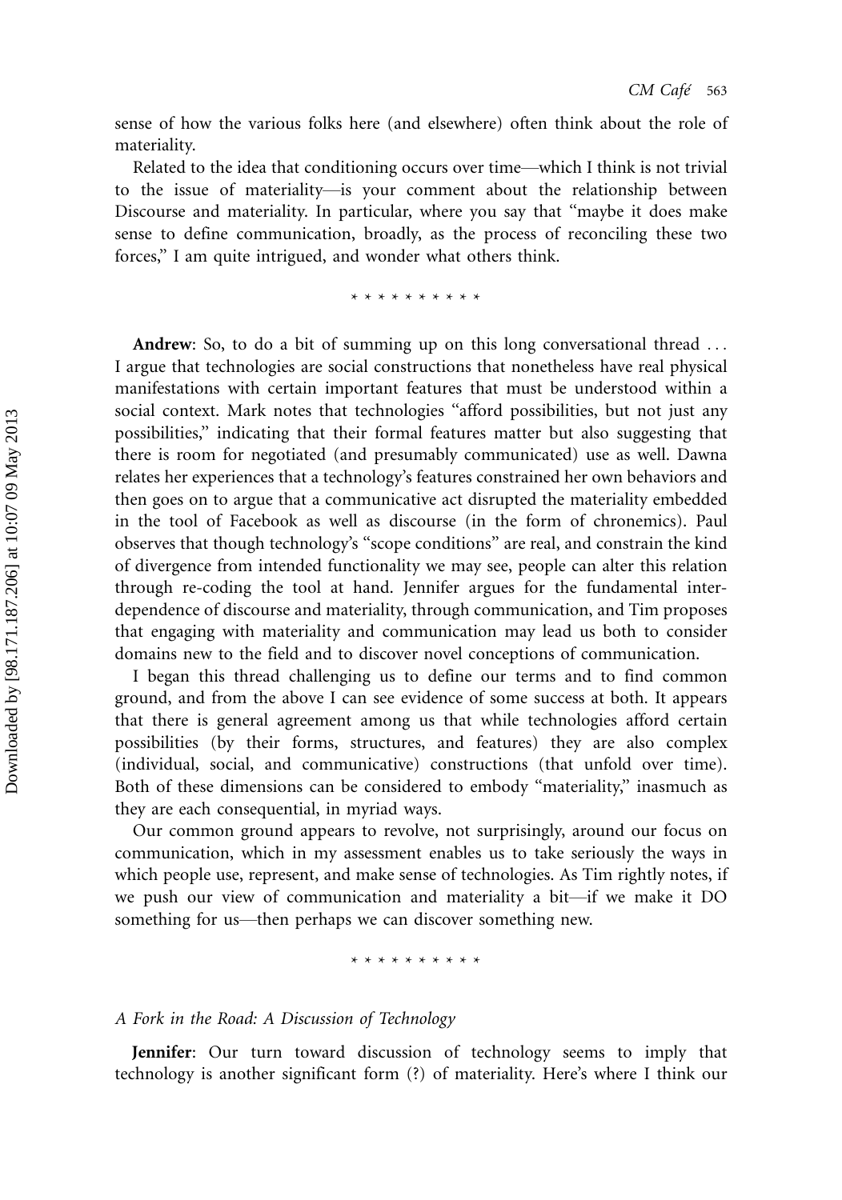sense of how the various folks here (and elsewhere) often think about the role of materiality.

Related to the idea that conditioning occurs over time—which I think is not trivial to the issue of materiality—is your comment about the relationship between Discourse and materiality. In particular, where you say that "maybe it does make sense to define communication, broadly, as the process of reconciling these two forces," I am quite intrigued, and wonder what others think.

* * * * * * * * * *

**Andrew**: So, to do a bit of summing up on this long conversational thread ... I argue that technologies are social constructions that nonetheless have real physical manifestations with certain important features that must be understood within a social context. Mark notes that technologies "afford possibilities, but not just any possibilities," indicating that their formal features matter but also suggesting that there is room for negotiated (and presumably communicated) use as well. Dawna relates her experiences that a technology's features constrained her own behaviors and then goes on to argue that a communicative act disrupted the materiality embedded in the tool of Facebook as well as discourse (in the form of chronemics). Paul observes that though technology's "scope conditions" are real, and constrain the kind of divergence from intended functionality we may see, people can alter this relation through re-coding the tool at hand. Jennifer argues for the fundamental interdependence of discourse and materiality, through communication, and Tim proposes that engaging with materiality and communication may lead us both to consider domains new to the field and to discover novel conceptions of communication.

I began this thread challenging us to define our terms and to find common ground, and from the above I can see evidence of some success at both. It appears that there is general agreement among us that while technologies afford certain possibilities (by their forms, structures, and features) they are also complex (individual, social, and communicative) constructions (that unfold over time). Both of these dimensions can be considered to embody "materiality," inasmuch as they are each consequential, in myriad ways.

Our common ground appears to revolve, not surprisingly, around our focus on communication, which in my assessment enables us to take seriously the ways in which people use, represent, and make sense of technologies. As Tim rightly notes, if we push our view of communication and materiality a bit—if we make it DO something for us—then perhaps we can discover something new.

* * * * * * * * * *

### *A Fork in the Road: A Discussion of Technology*

**Jennifer**: Our turn toward discussion of technology seems to imply that technology is another significant form (?) of materiality. Here's where I think our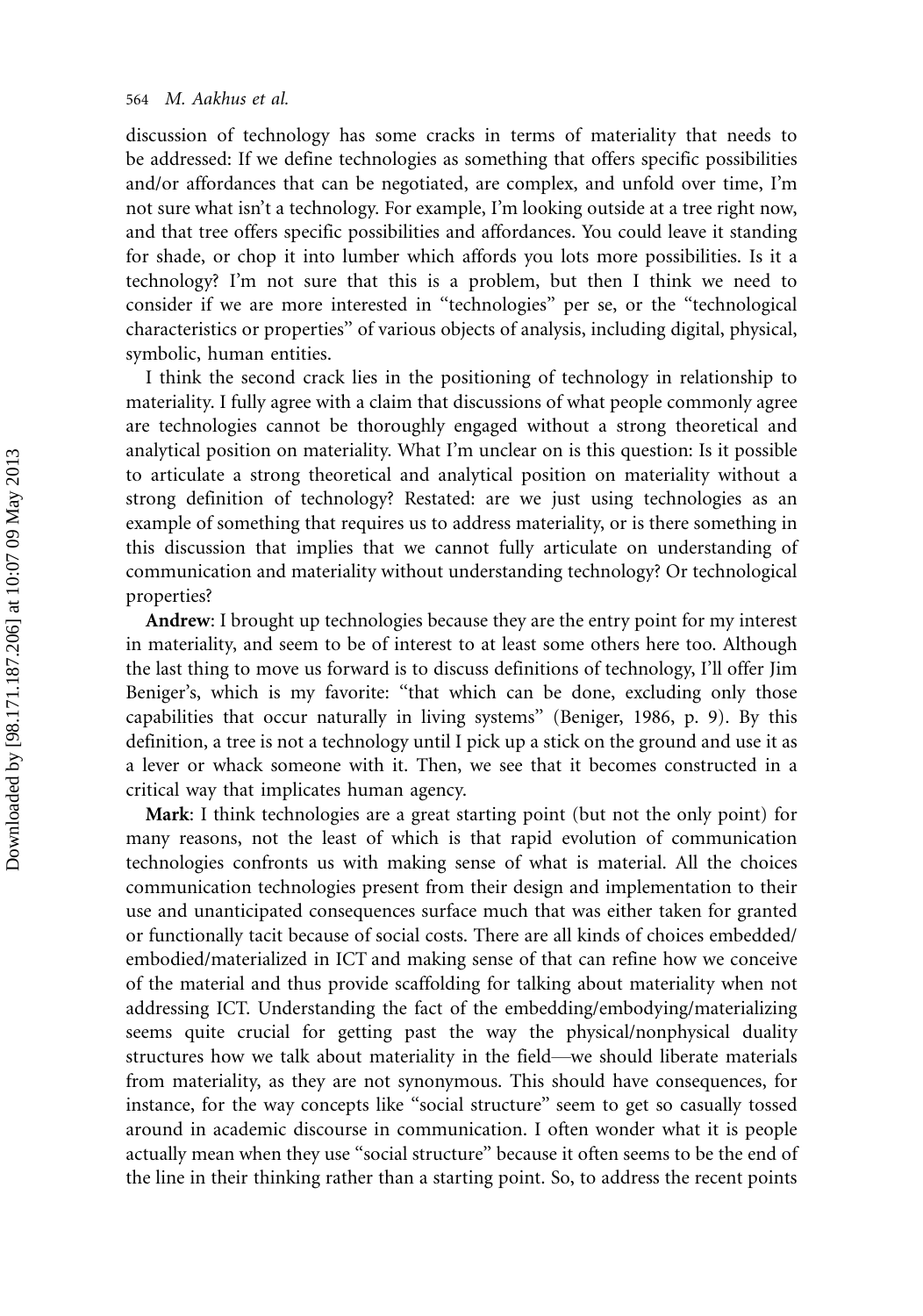discussion of technology has some cracks in terms of materiality that needs to be addressed: If we define technologies as something that offers specific possibilities and/or affordances that can be negotiated, are complex, and unfold over time, I'm not sure what isn't a technology. For example, I'm looking outside at a tree right now, and that tree offers specific possibilities and affordances. You could leave it standing for shade, or chop it into lumber which affords you lots more possibilities. Is it a technology? I'm not sure that this is a problem, but then I think we need to consider if we are more interested in "technologies" per se, or the "technological characteristics or properties" of various objects of analysis, including digital, physical, symbolic, human entities.

I think the second crack lies in the positioning of technology in relationship to materiality. I fully agree with a claim that discussions of what people commonly agree are technologies cannot be thoroughly engaged without a strong theoretical and analytical position on materiality. What I'm unclear on is this question: Is it possible to articulate a strong theoretical and analytical position on materiality without a strong definition of technology? Restated: are we just using technologies as an example of something that requires us to address materiality, or is there something in this discussion that implies that we cannot fully articulate on understanding of communication and materiality without understanding technology? Or technological properties?

**Andrew**: I brought up technologies because they are the entry point for my interest in materiality, and seem to be of interest to at least some others here too. Although the last thing to move us forward is to discuss definitions of technology, I'll offer Jim Beniger's, which is my favorite: "that which can be done, excluding only those capabilities that occur naturally in living systems" (Beniger, 1986, p. 9). By this definition, a tree is not a technology until I pick up a stick on the ground and use it as a lever or whack someone with it. Then, we see that it becomes constructed in a critical way that implicates human agency.

**Mark**: I think technologies are a great starting point (but not the only point) for many reasons, not the least of which is that rapid evolution of communication technologies confronts us with making sense of what is material. All the choices communication technologies present from their design and implementation to their use and unanticipated consequences surface much that was either taken for granted or functionally tacit because of social costs. There are all kinds of choices embedded/embodied/materialized in ICT and making sense of that can refine how we conceive of the material and thus provide scaffolding for talking about materiality when not addressing ICT. Understanding the fact of the embedding/embodying/materializing seems quite crucial for getting past the way the physical/nonphysical duality structures how we talk about materiality in the field—we should liberate materials from materiality, as they are not synonymous. This should have consequences, for instance, for the way concepts like "social structure" seem to get so casually tossed around in academic discourse in communication. I often wonder what it is people actually mean when they use "social structure" because it often seems to be the end of the line in their thinking rather than a starting point. So, to address the recent points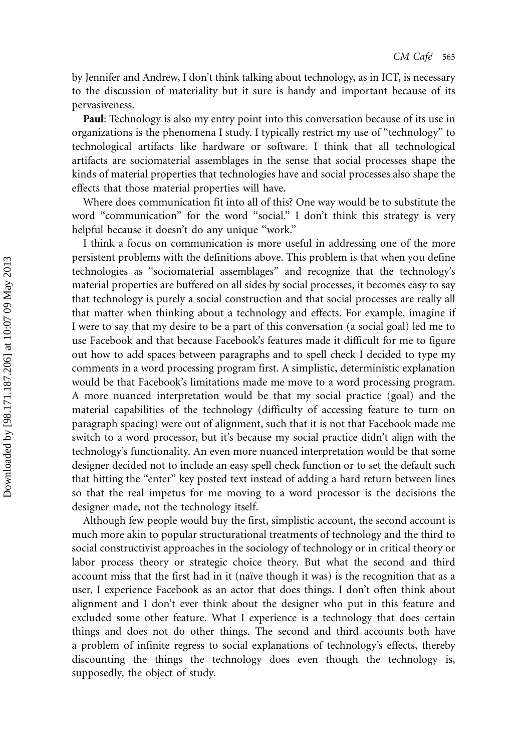by Jennifer and Andrew, I don't think talking about technology, as in ICT, is necessary to the discussion of materiality but it sure is handy and important because of its pervasiveness.

**Paul**: Technology is also my entry point into this conversation because of its use in organizations is the phenomena I study. I typically restrict my use of "technology" to technological artifacts like hardware or software. I think that all technological artifacts are sociomaterial assemblages in the sense that social processes shape the kinds of material properties that technologies have and social processes also shape the effects that those material properties will have.

Where does communication fit into all of this? One way would be to substitute the word "communication" for the word "social." I don't think this strategy is very helpful because it doesn't do any unique "work."

I think a focus on communication is more useful in addressing one of the more persistent problems with the definitions above. This problem is that when you define technologies as "sociomaterial assemblages" and recognize that the technology's material properties are buffered on all sides by social processes, it becomes easy to say that technology is purely a social construction and that social processes are really all that matter when thinking about a technology and effects. For example, imagine if I were to say that my desire to be a part of this conversation (a social goal) led me to use Facebook and that because Facebook's features made it difficult for me to figure out how to add spaces between paragraphs and to spell check I decided to type my comments in a word processing program first. A simplistic, deterministic explanation would be that Facebook's limitations made me move to a word processing program. A more nuanced interpretation would be that my social practice (goal) and the material capabilities of the technology (difficulty of accessing feature to turn on paragraph spacing) were out of alignment, such that it is not that Facebook made me switch to a word processor, but it's because my social practice didn't align with the technology's functionality. An even more nuanced interpretation would be that some designer decided not to include an easy spell check function or to set the default such that hitting the "enter" key posted text instead of adding a hard return between lines so that the real impetus for me moving to a word processor is the decisions the designer made, not the technology itself.

Although few people would buy the first, simplistic account, the second account is much more akin to popular structurational treatments of technology and the third to social constructivist approaches in the sociology of technology or in critical theory or labor process theory or strategic choice theory. But what the second and third account miss that the first had in it (naïve though it was) is the recognition that as a user, I experience Facebook as an actor that does things. I don't often think about alignment and I don't ever think about the designer who put in this feature and excluded some other feature. What I experience is a technology that does certain things and does not do other things. The second and third accounts both have a problem of infinite regress to social explanations of technology's effects, thereby discounting the things the technology does even though the technology is, supposedly, the object of study.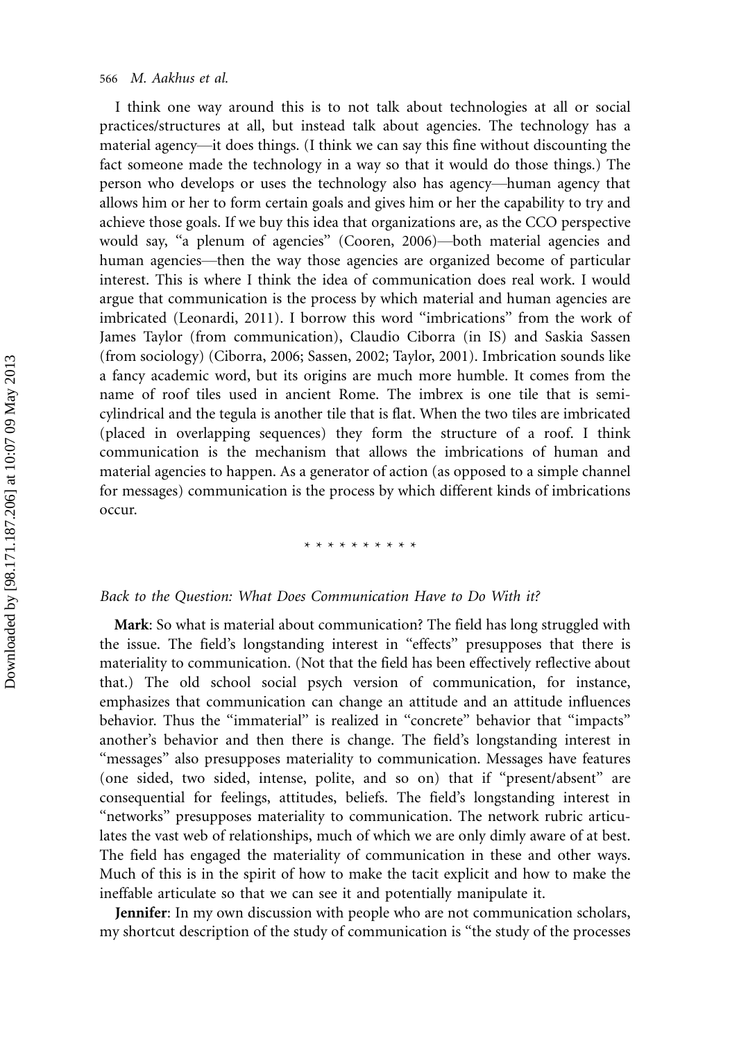I think one way around this is to not talk about technologies at all or social practices/structures at all, but instead talk about agencies. The technology has a material agency—it does things. (I think we can say this fine without discounting the fact someone made the technology in a way so that it would do those things.) The person who develops or uses the technology also has agency—human agency that allows him or her to form certain goals and gives him or her the capability to try and achieve those goals. If we buy this idea that organizations are, as the CCO perspective would say, "a plenum of agencies" (Cooren, 2006)—both material agencies and human agencies—then the way those agencies are organized become of particular interest. This is where I think the idea of communication does real work. I would argue that communication is the process by which material and human agencies are imbricated (Leonardi, 2011). I borrow this word "imbrications" from the work of James Taylor (from communication), Claudio Ciborra (in IS) and Saskia Sassen (from sociology) (Ciborra, 2006; Sassen, 2002; Taylor, 2001). Imbrication sounds like a fancy academic word, but its origins are much more humble. It comes from the name of roof tiles used in ancient Rome. The imbrex is one tile that is semi-cylindrical and the tegula is another tile that is flat. When the two tiles are imbricated (placed in overlapping sequences) they form the structure of a roof. I think communication is the mechanism that allows the imbrications of human and material agencies to happen. As a generator of action (as opposed to a simple channel for messages) communication is the process by which different kinds of imbrications occur.

* * * * * * * * * *

### *Back to the Question: What Does Communication Have to Do With it?*

**Mark**: So what is material about communication? The field has long struggled with the issue. The field's longstanding interest in "effects" presupposes that there is materiality to communication. (Not that the field has been effectively reflective about that.) The old school social psych version of communication, for instance, emphasizes that communication can change an attitude and an attitude influences behavior. Thus the "immaterial" is realized in "concrete" behavior that "impacts" another's behavior and then there is change. The field's longstanding interest in "messages" also presupposes materiality to communication. Messages have features (one sided, two sided, intense, polite, and so on) that if "present/absent" are consequential for feelings, attitudes, beliefs. The field's longstanding interest in "networks" presupposes materiality to communication. The network rubric articulates the vast web of relationships, much of which we are only dimly aware of at best. The field has engaged the materiality of communication in these and other ways. Much of this is in the spirit of how to make the tacit explicit and how to make the ineffable articulate so that we can see it and potentially manipulate it.

**Jennifer**: In my own discussion with people who are not communication scholars, my shortcut description of the study of communication is "the study of the processes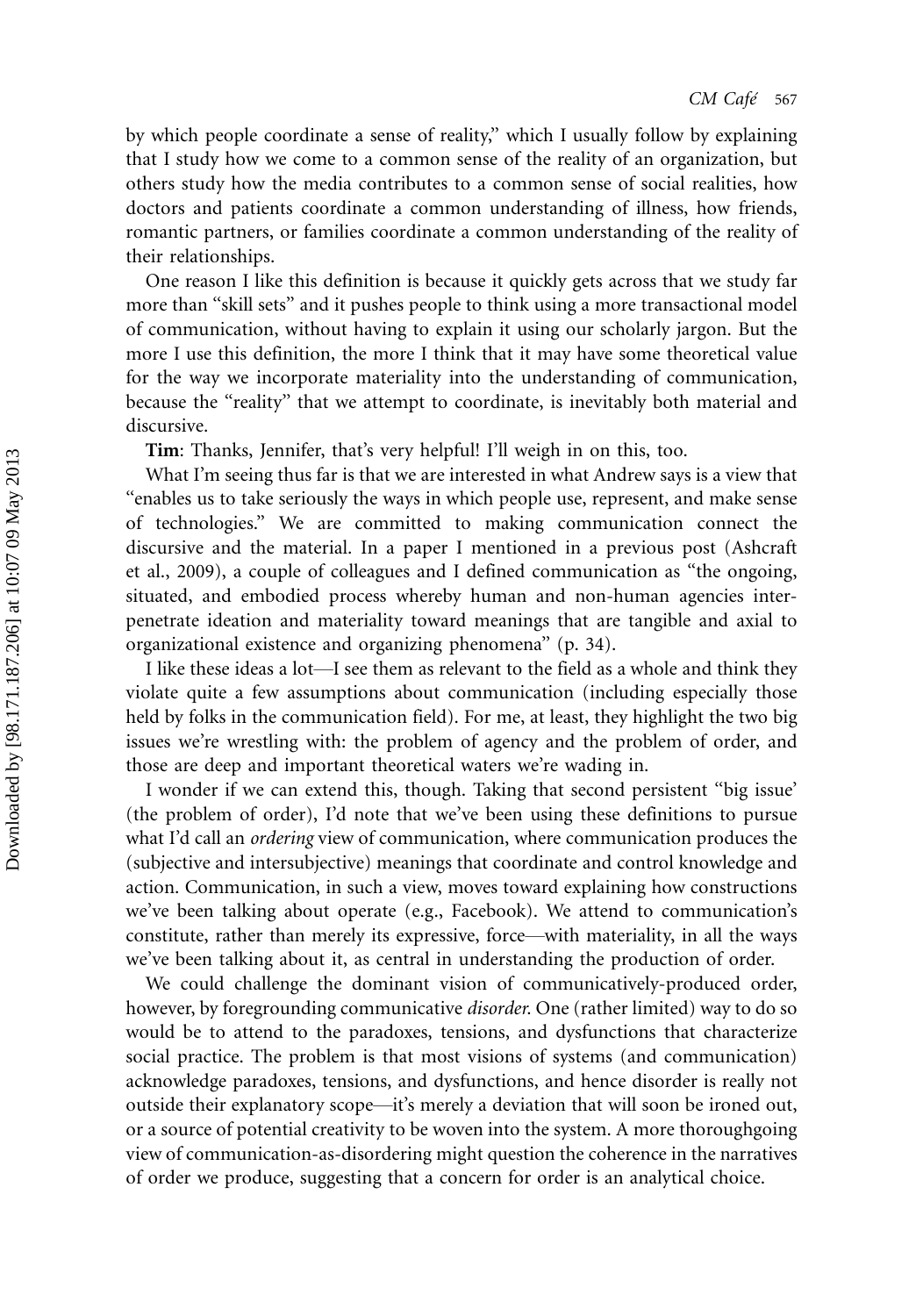by which people coordinate a sense of reality," which I usually follow by explaining that I study how we come to a common sense of the reality of an organization, but others study how the media contributes to a common sense of social realities, how doctors and patients coordinate a common understanding of illness, how friends, romantic partners, or families coordinate a common understanding of the reality of their relationships.

One reason I like this definition is because it quickly gets across that we study far more than "skill sets" and it pushes people to think using a more transactional model of communication, without having to explain it using our scholarly jargon. But the more I use this definition, the more I think that it may have some theoretical value for the way we incorporate materiality into the understanding of communication, because the "reality" that we attempt to coordinate, is inevitably both material and discursive.

**Tim**: Thanks, Jennifer, that's very helpful! I'll weigh in on this, too.

What I'm seeing thus far is that we are interested in what Andrew says is a view that "enables us to take seriously the ways in which people use, represent, and make sense of technologies." We are committed to making communication connect the discursive and the material. In a paper I mentioned in a previous post (Ashcraft et al., 2009), a couple of colleagues and I defined communication as "the ongoing, situated, and embodied process whereby human and non-human agencies interpenetrate ideation and materiality toward meanings that are tangible and axial to organizational existence and organizing phenomena" (p. 34).

I like these ideas a lot—I see them as relevant to the field as a whole and think they violate quite a few assumptions about communication (including especially those held by folks in the communication field). For me, at least, they highlight the two big issues we're wrestling with: the problem of agency and the problem of order, and those are deep and important theoretical waters we're wading in.

I wonder if we can extend this, though. Taking that second persistent "big issue' (the problem of order), I'd note that we've been using these definitions to pursue what I'd call an *ordering* view of communication, where communication produces the (subjective and intersubjective) meanings that coordinate and control knowledge and action. Communication, in such a view, moves toward explaining how constructions we've been talking about operate (e.g., Facebook). We attend to communication's constitute, rather than merely its expressive, force—with materiality, in all the ways we've been talking about it, as central in understanding the production of order.

We could challenge the dominant vision of communicatively-produced order, however, by foregrounding communicative *disorder*. One (rather limited) way to do so would be to attend to the paradoxes, tensions, and dysfunctions that characterize social practice. The problem is that most visions of systems (and communication) acknowledge paradoxes, tensions, and dysfunctions, and hence disorder is really not outside their explanatory scope—it's merely a deviation that will soon be ironed out, or a source of potential creativity to be woven into the system. A more thoroughgoing view of communication-as-disordering might question the coherence in the narratives of order we produce, suggesting that a concern for order is an analytical choice.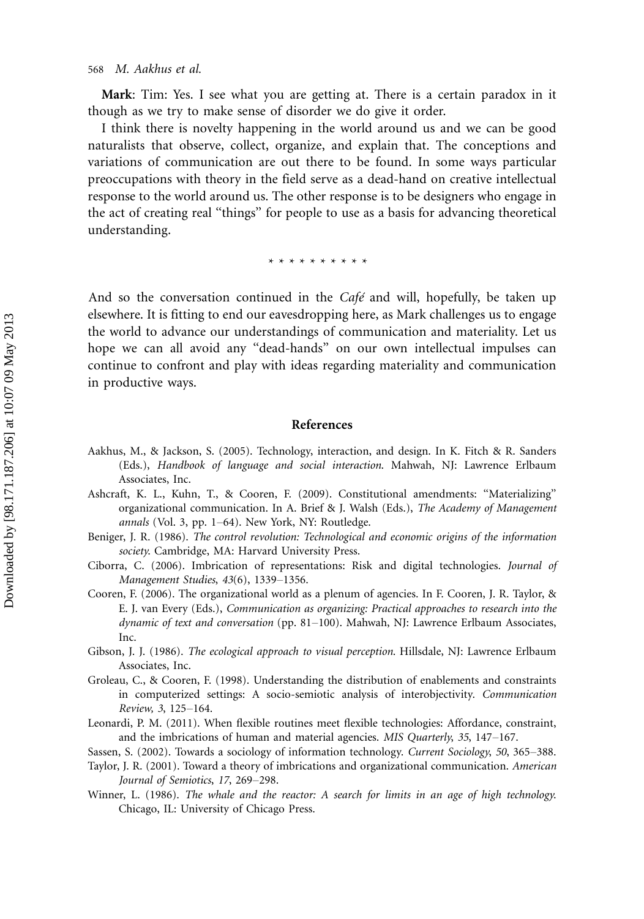**Mark**: Tim: Yes. I see what you are getting at. There is a certain paradox in it though as we try to make sense of disorder we do give it order.

I think there is novelty happening in the world around us and we can be good naturalists that observe, collect, organize, and explain that. The conceptions and variations of communication are out there to be found. In some ways particular preoccupations with theory in the field serve as a dead-hand on creative intellectual response to the world around us. The other response is to be designers who engage in the act of creating real "things" for people to use as a basis for advancing theoretical understanding.

\* \* \* \* \* \* \* \* \* \*

And so the conversation continued in the *Café* and will, hopefully, be taken up elsewhere. It is fitting to end our eavesdropping here, as Mark challenges us to engage the world to advance our understandings of communication and materiality. Let us hope we can all avoid any "dead-hands" on our own intellectual impulses can continue to confront and play with ideas regarding materiality and communication in productive ways.

## References

Aakhus, M., & Jackson, S. (2005). Technology, interaction, and design. In K. Fitch & R. Sanders (Eds.), *Handbook of language and social interaction*. Mahwah, NJ: Lawrence Erlbaum Associates, Inc.

Ashcraft, K. L., Kuhn, T., & Cooren, F. (2009). Constitutional amendments: "Materializing" organizational communication. In A. Brief & J. Walsh (Eds.), *The Academy of Management annals* (Vol. 3, pp. 1–64). New York, NY: Routledge.

Beniger, J. R. (1986). *The control revolution: Technological and economic origins of the information society*. Cambridge, MA: Harvard University Press.

Ciborra, C. (2006). Imbrication of representations: Risk and digital technologies. *Journal of Management Studies*, *43*(6), 1339–1356.

Cooren, F. (2006). The organizational world as a plenum of agencies. In F. Cooren, J. R. Taylor, & E. J. van Every (Eds.), *Communication as organizing: Practical approaches to research into the dynamic of text and conversation* (pp. 81–100). Mahwah, NJ: Lawrence Erlbaum Associates, Inc.

Gibson, J. J. (1986). *The ecological approach to visual perception*. Hillsdale, NJ: Lawrence Erlbaum Associates, Inc.

Groleau, C., & Cooren, F. (1998). Understanding the distribution of enablements and constraints in computerized settings: A socio-semiotic analysis of interobjectivity. *Communication Review*, *3*, 125–164.

Leonardi, P. M. (2011). When flexible routines meet flexible technologies: Affordance, constraint, and the imbrications of human and material agencies. *MIS Quarterly*, *35*, 147–167.

Sassen, S. (2002). Towards a sociology of information technology. *Current Sociology*, *50*, 365–388.

Taylor, J. R. (2001). Toward a theory of imbrications and organizational communication. *American Journal of Semiotics*, *17*, 269–298.

Winner, L. (1986). *The whale and the reactor: A search for limits in an age of high technology*. Chicago, IL: University of Chicago Press.